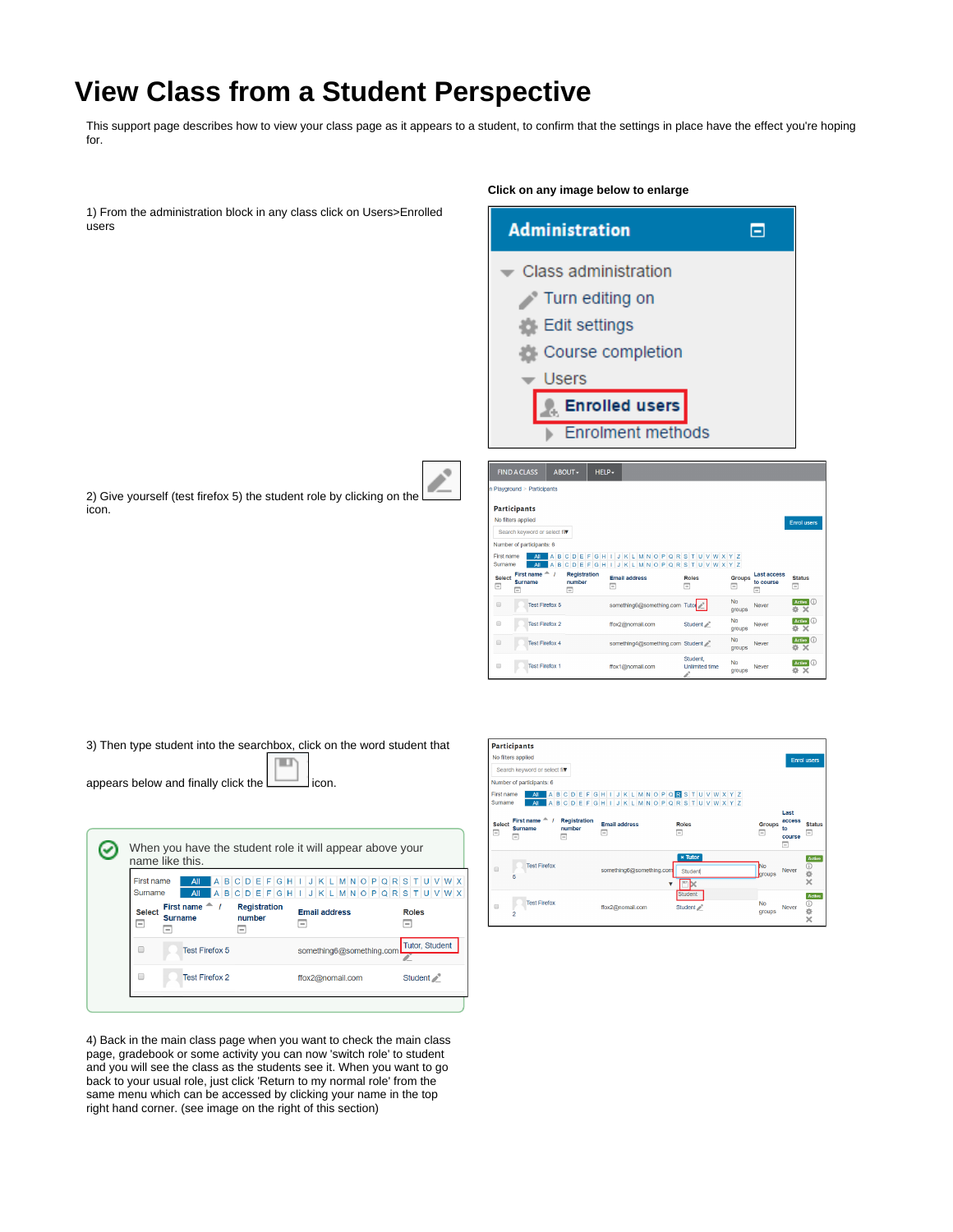# View Class from a Student Perspective

This support page describes how to view your class page as it appears to a student, to confirm that the settings in place have the effect you're hoping for.

**Click on any image below to enlarge**

1) From the administration block in any class click on Users>Enrolled users

2) Give yourself (test firefox 5) the student role by clicking on the icon.

3) Then type student into the searchbox, click on the word student that appears below and finally click the icon.

When you have the student role it will appear above your name like this.

4) Back in the main class page when you want to check the main class page, gradebook or some activity you can now 'switch role' to student and you will see the class as the students see it. When you want to go back to your usual role, just click 'Return to my normal role' from the same menu which can be accessed by clicking your name in the top right hand corner. (see image on the right of this section)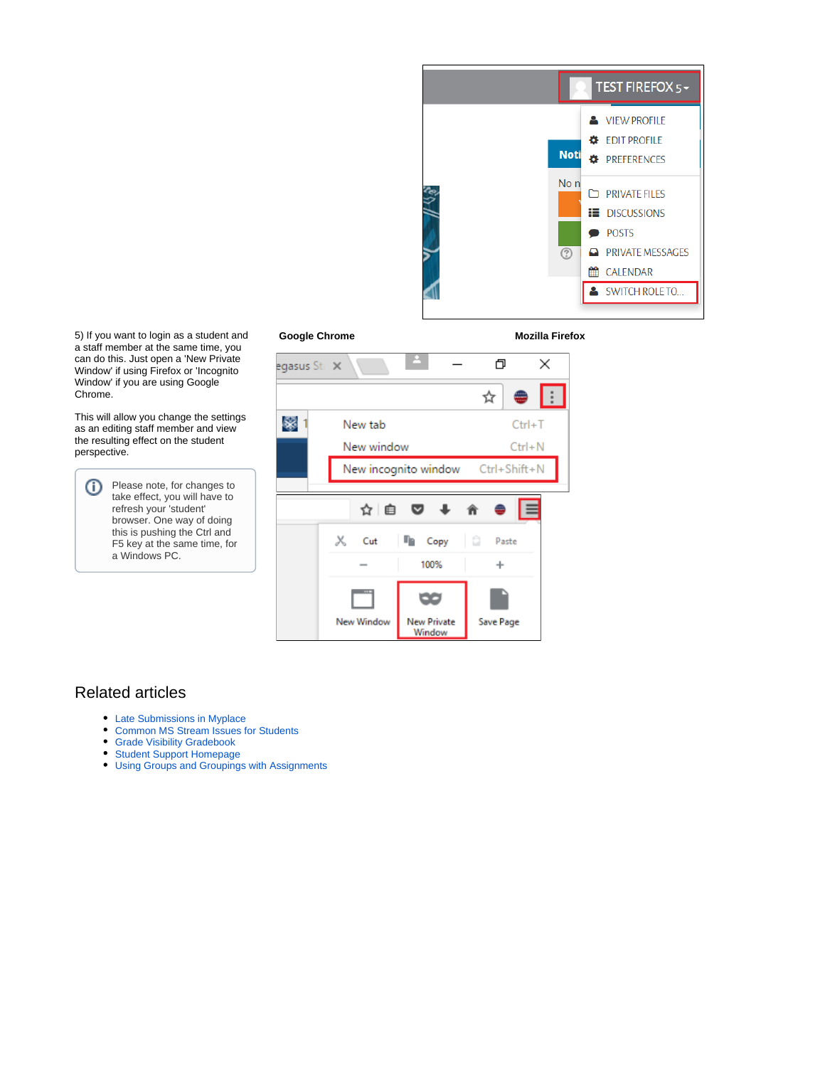5) If you want to login as a student and a staff member at the same time, you can do this. Just open a 'New Private Window' if using Firefox or 'Incognito Window' if you are using Google Chrome.

This will allow you change the settings as an editing staff member and view the resulting effect on the student perspective.

> Please note, for changes to take effect, you will have to refresh your 'student' browser. One way of doing this is pushing the Ctrl and F5 key at the same time, for a Windows PC.

**Google Chrome**

**Mozilla Firefox**

## Related articles

- Late Submissions in Myplace
- Common MS Stream Issues for Students
- Grade Visibility Gradebook
- Student Support Homepage
- Using Groups and Groupings with Assignments